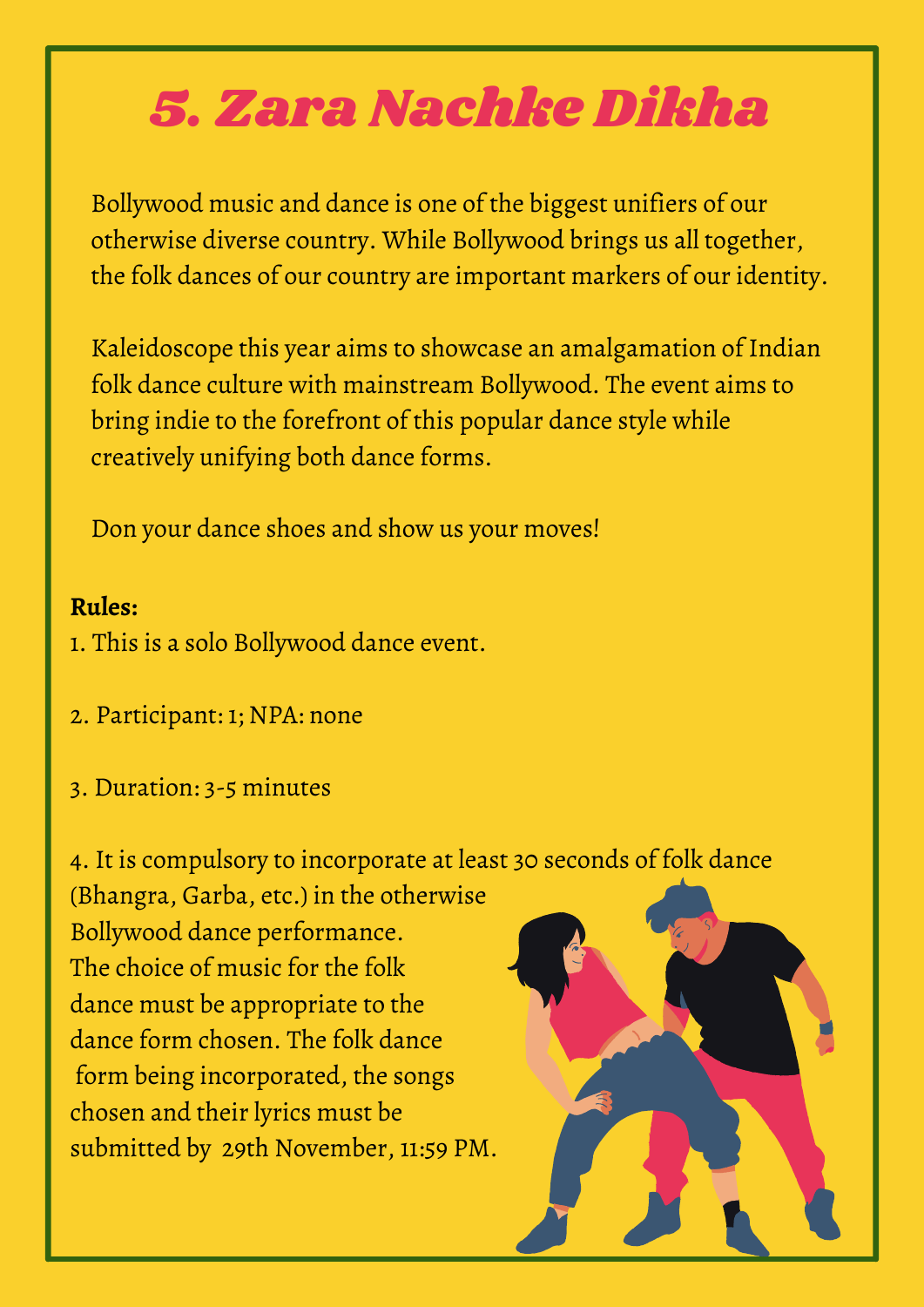# 5. Zara Nachke Dikha

Bollywood music and dance is one of the biggest unifiers of our otherwise diverse country. While Bollywood brings us all together, the folk dances of our country are important markers of our identity.

Kaleidoscope this year aims to showcase an amalgamation of Indian folk dance culture with mainstream Bollywood. The event aims to bring indie to the forefront of this popular dance style while creatively unifying both dance forms.

Don your dance shoes and show us your moves!

**Rules:**

1. This is a solo Bollywood dance event.

2. Participant: 1; NPA: none

3. Duration: 3-5 minutes

4. It is compulsory to incorporate at least 30 seconds of folk dance (Bhangra, Garba, etc.) in the otherwise Bollywood dance performance. The choice of music for the folk dance must be appropriate to the dance form chosen. The folk dance form being incorporated, the songs chosen and their lyrics must be submitted by 29th November, 11:59 PM.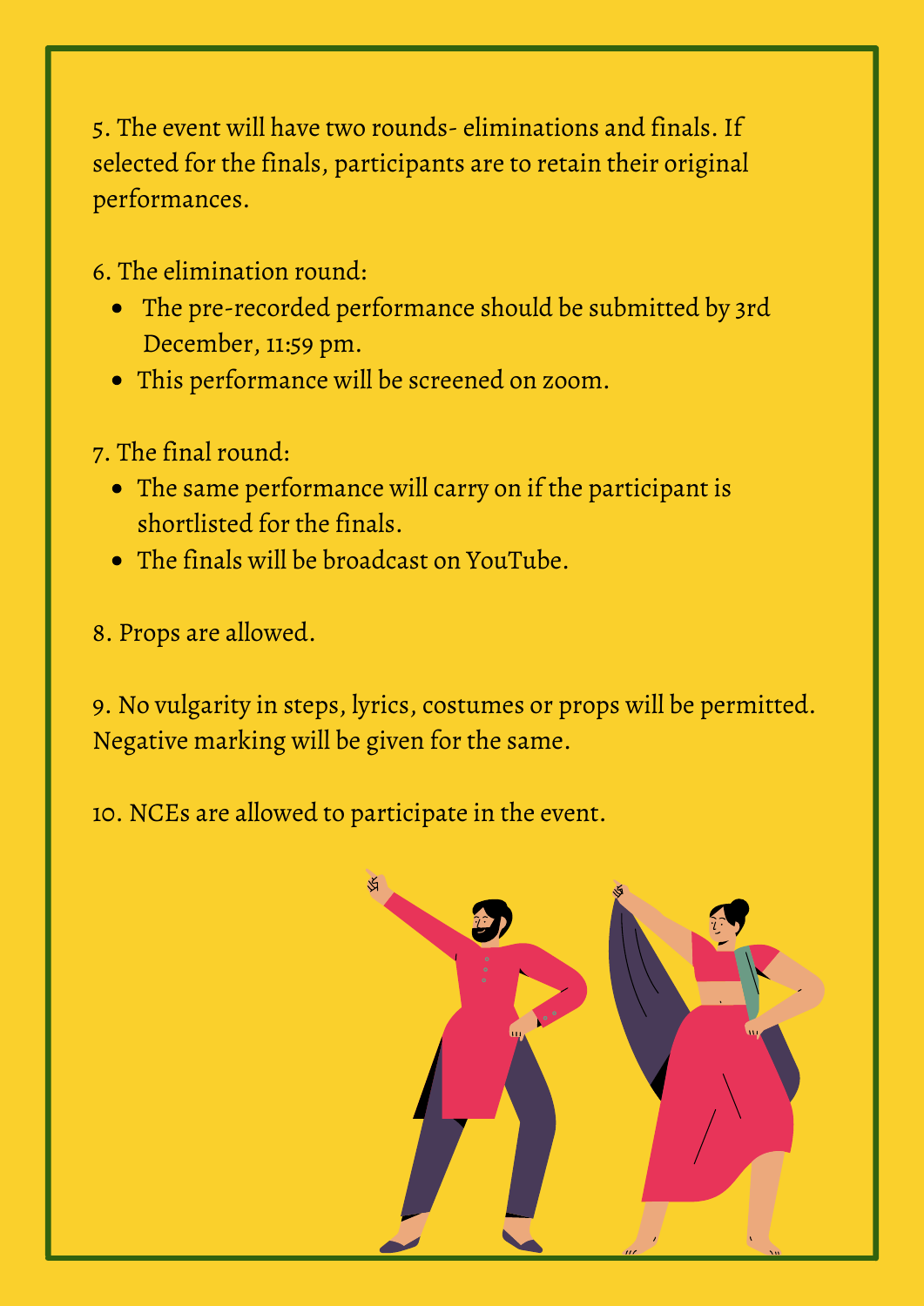5. The event will have two rounds- eliminations and finals. If selected for the finals, participants are to retain their original performances.

6. The elimination round:

- The pre-recorded performance should be submitted by 3rd December, 11:59 pm.
- This performance will be screened on zoom.

7. The final round:

- The same performance will carry on if the participant is shortlisted for the finals.
- The finals will be broadcast on YouTube.

8. Props are allowed.

9. No vulgarity in steps, lyrics, costumes or props will be permitted. Negative marking will be given for the same.

10. NCEs are allowed to participate in the event.